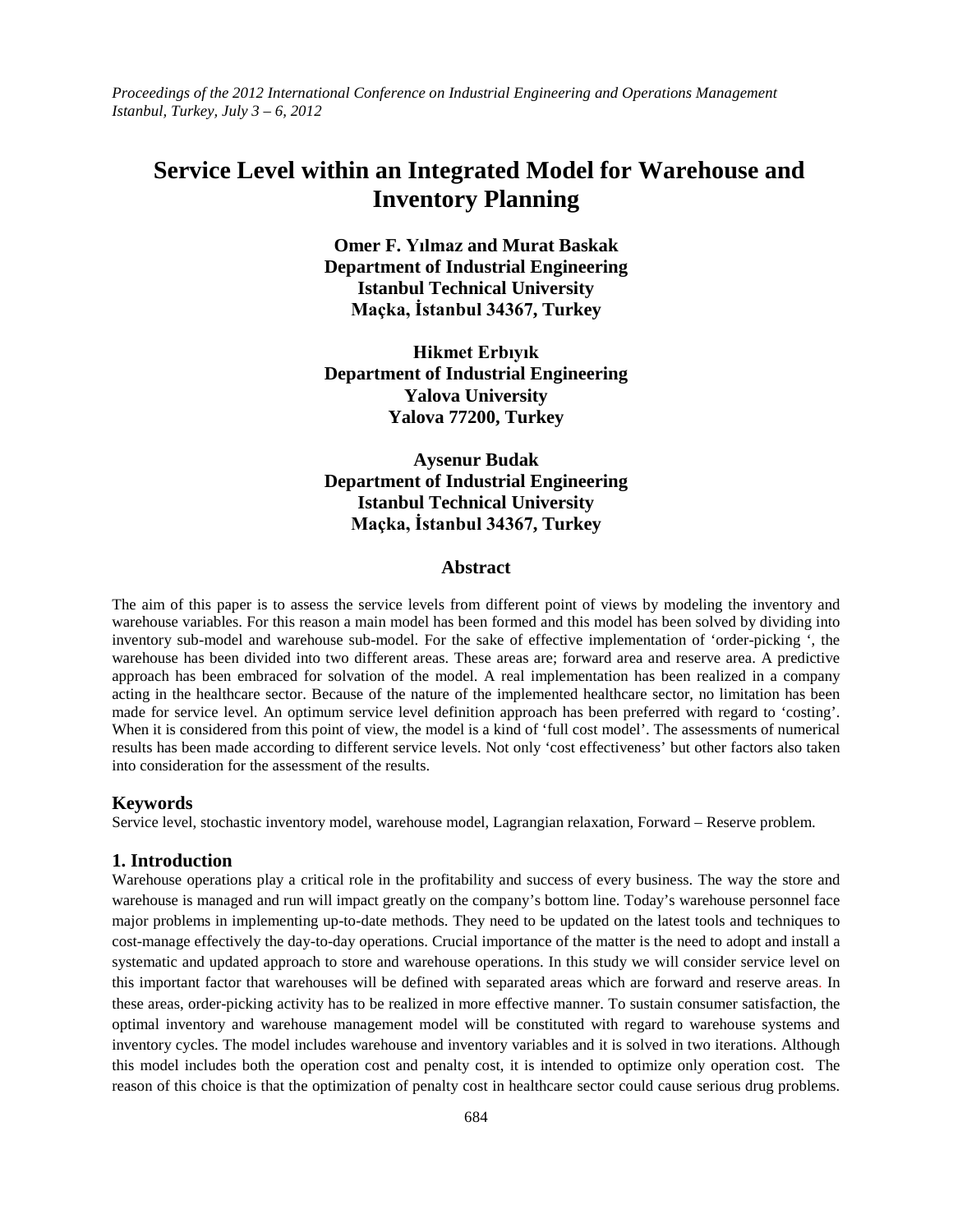# Service Level within an Integrated Model for Warehouse and Inventory Planning

**Omer F. Yılmaz and Murat Baskak**
**Department of Industrial Engineering**
**Istanbul Technical University**
**Maçka, İstanbul 34367, Turkey**

**Hikmet Erbıyık**
**Department of Industrial Engineering**
**Yalova University**
**Yalova 77200, Turkey**

**Aysenur Budak**
**Department of Industrial Engineering**
**Istanbul Technical University**
**Maçka, İstanbul 34367, Turkey**

## Abstract

The aim of this paper is to assess the service levels from different point of views by modeling the inventory and warehouse variables. For this reason a main model has been formed and this model has been solved by dividing into inventory sub-model and warehouse sub-model. For the sake of effective implementation of 'order-picking ', the warehouse has been divided into two different areas. These areas are; forward area and reserve area. A predictive approach has been embraced for solvation of the model. A real implementation has been realized in a company acting in the healthcare sector. Because of the nature of the implemented healthcare sector, no limitation has been made for service level. An optimum service level definition approach has been preferred with regard to 'costing'. When it is considered from this point of view, the model is a kind of 'full cost model'. The assessments of numerical results has been made according to different service levels. Not only 'cost effectiveness' but other factors also taken into consideration for the assessment of the results.

## Keywords

Service level, stochastic inventory model, warehouse model, Lagrangian relaxation, Forward – Reserve problem.

## 1. Introduction

Warehouse operations play a critical role in the profitability and success of every business. The way the store and warehouse is managed and run will impact greatly on the company's bottom line. Today's warehouse personnel face major problems in implementing up-to-date methods. They need to be updated on the latest tools and techniques to cost-manage effectively the day-to-day operations. Crucial importance of the matter is the need to adopt and install a systematic and updated approach to store and warehouse operations. In this study we will consider service level on this important factor that warehouses will be defined with separated areas which are forward and reserve areas. In these areas, order-picking activity has to be realized in more effective manner. To sustain consumer satisfaction, the optimal inventory and warehouse management model will be constituted with regard to warehouse systems and inventory cycles. The model includes warehouse and inventory variables and it is solved in two iterations. Although this model includes both the operation cost and penalty cost, it is intended to optimize only operation cost. The reason of this choice is that the optimization of penalty cost in healthcare sector could cause serious drug problems.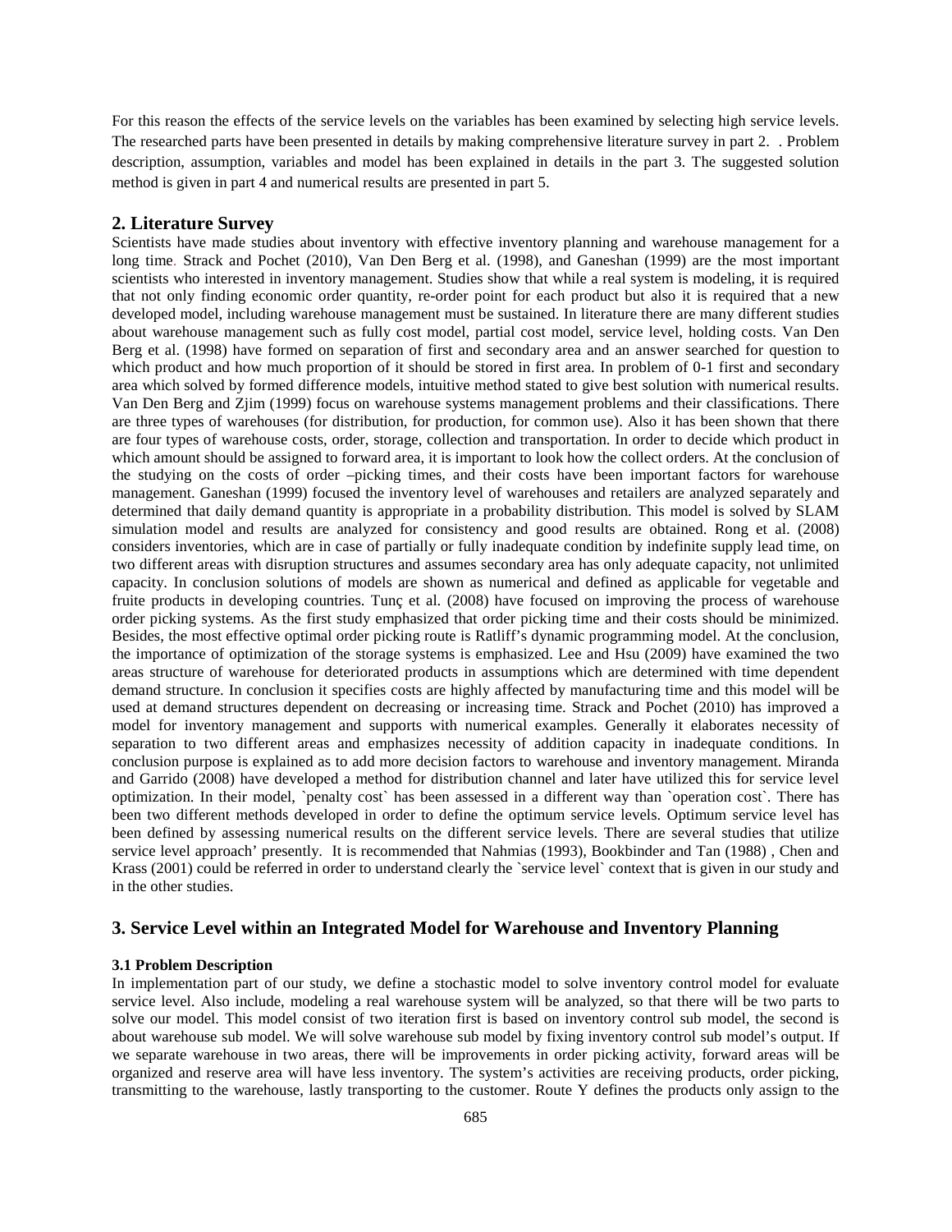For this reason the effects of the service levels on the variables has been examined by selecting high service levels. The researched parts have been presented in details by making comprehensive literature survey in part 2. . Problem description, assumption, variables and model has been explained in details in the part 3. The suggested solution method is given in part 4 and numerical results are presented in part 5.

## 2. Literature Survey

Scientists have made studies about inventory with effective inventory planning and warehouse management for a long time. Strack and Pochet (2010), Van Den Berg et al. (1998), and Ganeshan (1999) are the most important scientists who interested in inventory management. Studies show that while a real system is modeling, it is required that not only finding economic order quantity, re-order point for each product but also it is required that a new developed model, including warehouse management must be sustained. In literature there are many different studies about warehouse management such as fully cost model, partial cost model, service level, holding costs. Van Den Berg et al. (1998) have formed on separation of first and secondary area and an answer searched for question to which product and how much proportion of it should be stored in first area. In problem of 0-1 first and secondary area which solved by formed difference models, intuitive method stated to give best solution with numerical results. Van Den Berg and Zjim (1999) focus on warehouse systems management problems and their classifications. There are three types of warehouses (for distribution, for production, for common use). Also it has been shown that there are four types of warehouse costs, order, storage, collection and transportation. In order to decide which product in which amount should be assigned to forward area, it is important to look how the collect orders. At the conclusion of the studying on the costs of order –picking times, and their costs have been important factors for warehouse management. Ganeshan (1999) focused the inventory level of warehouses and retailers are analyzed separately and determined that daily demand quantity is appropriate in a probability distribution. This model is solved by SLAM simulation model and results are analyzed for consistency and good results are obtained. Rong et al. (2008) considers inventories, which are in case of partially or fully inadequate condition by indefinite supply lead time, on two different areas with disruption structures and assumes secondary area has only adequate capacity, not unlimited capacity. In conclusion solutions of models are shown as numerical and defined as applicable for vegetable and fruite products in developing countries. Tunç et al. (2008) have focused on improving the process of warehouse order picking systems. As the first study emphasized that order picking time and their costs should be minimized. Besides, the most effective optimal order picking route is Ratliff's dynamic programming model. At the conclusion, the importance of optimization of the storage systems is emphasized. Lee and Hsu (2009) have examined the two areas structure of warehouse for deteriorated products in assumptions which are determined with time dependent demand structure. In conclusion it specifies costs are highly affected by manufacturing time and this model will be used at demand structures dependent on decreasing or increasing time. Strack and Pochet (2010) has improved a model for inventory management and supports with numerical examples. Generally it elaborates necessity of separation to two different areas and emphasizes necessity of addition capacity in inadequate conditions. In conclusion purpose is explained as to add more decision factors to warehouse and inventory management. Miranda and Garrido (2008) have developed a method for distribution channel and later have utilized this for service level optimization. In their model, `penalty cost` has been assessed in a different way than `operation cost`. There has been two different methods developed in order to define the optimum service levels. Optimum service level has been defined by assessing numerical results on the different service levels. There are several studies that utilize service level approach' presently. It is recommended that Nahmias (1993), Bookbinder and Tan (1988) , Chen and Krass (2001) could be referred in order to understand clearly the `service level` context that is given in our study and in the other studies.

## 3. Service Level within an Integrated Model for Warehouse and Inventory Planning

### 3.1 Problem Description

In implementation part of our study, we define a stochastic model to solve inventory control model for evaluate service level. Also include, modeling a real warehouse system will be analyzed, so that there will be two parts to solve our model. This model consist of two iteration first is based on inventory control sub model, the second is about warehouse sub model. We will solve warehouse sub model by fixing inventory control sub model's output. If we separate warehouse in two areas, there will be improvements in order picking activity, forward areas will be organized and reserve area will have less inventory. The system's activities are receiving products, order picking, transmitting to the warehouse, lastly transporting to the customer. Route Y defines the products only assign to the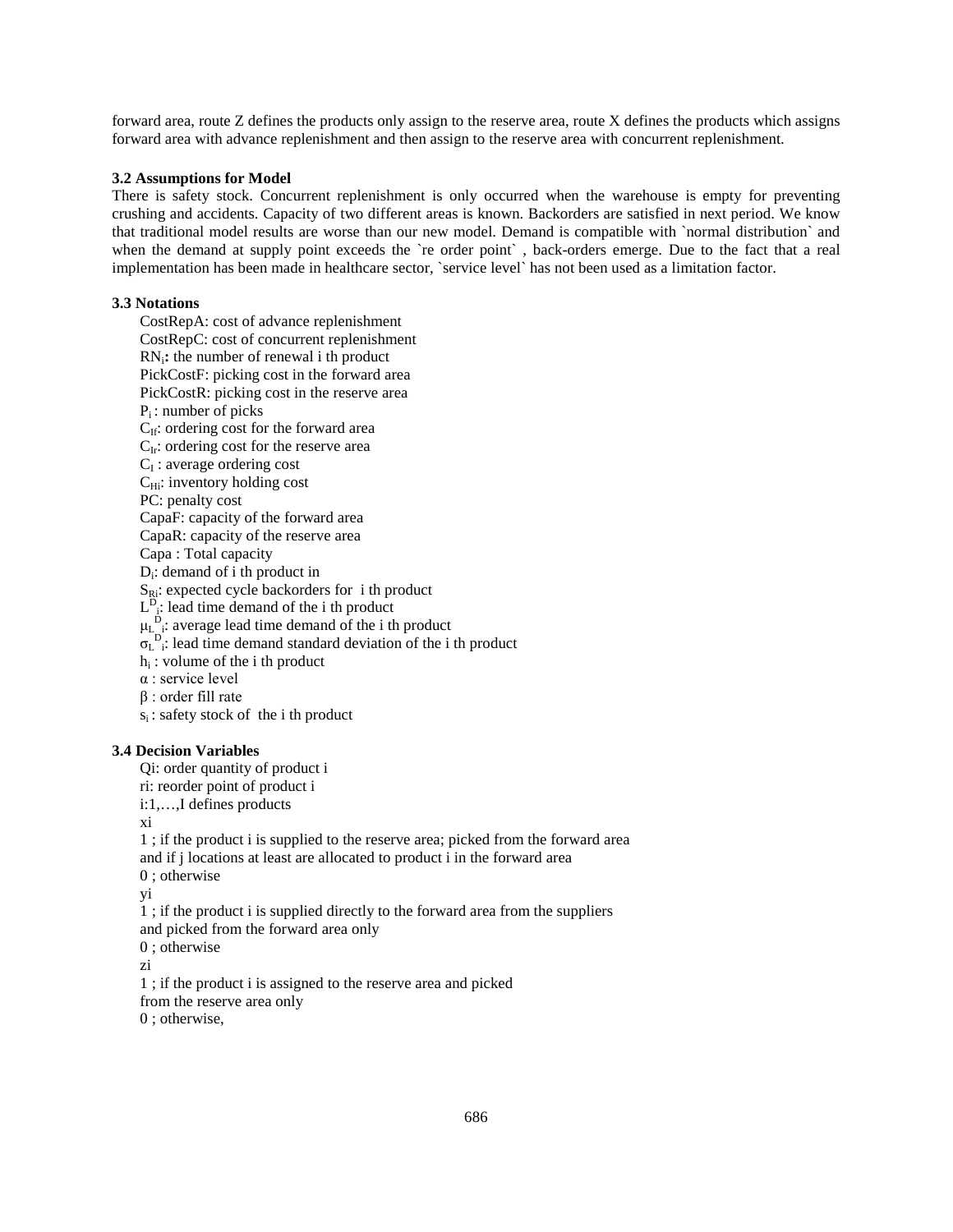forward area, route Z defines the products only assign to the reserve area, route X defines the products which assigns forward area with advance replenishment and then assign to the reserve area with concurrent replenishment.

### 3.2 Assumptions for Model

There is safety stock. Concurrent replenishment is only occurred when the warehouse is empty for preventing crushing and accidents. Capacity of two different areas is known. Backorders are satisfied in next period. We know that traditional model results are worse than our new model. Demand is compatible with `normal distribution` and when the demand at supply point exceeds the `re order point` , back-orders emerge. Due to the fact that a real implementation has been made in healthcare sector, `service level` has not been used as a limitation factor.

### 3.3 Notations

CostRepA: cost of advance replenishment
CostRepC: cost of concurrent replenishment
$RN_i$**:** the number of renewal i th product
PickCostF: picking cost in the forward area
PickCostR: picking cost in the reserve area
$P_i$ : number of picks
$C_{If}$: ordering cost for the forward area
$C_{Ir}$: ordering cost for the reserve area
$C_I$ : average ordering cost
$C_{Hi}$: inventory holding cost
PC: penalty cost
CapaF: capacity of the forward area
CapaR: capacity of the reserve area
Capa : Total capacity
$D_i$: demand of i th product in
$S_{Ri}$: expected cycle backorders for i th product
$L^{D}_{i}$: lead time demand of the i th product
$\mu_{L}{}^{D}_{i}$: average lead time demand of the i th product
$\sigma_{L}{}^{D}_{i}$: lead time demand standard deviation of the i th product
$h_i$ : volume of the i th product
$\alpha$ : service level
$\beta$ : order fill rate
$s_i$ : safety stock of the i th product

### 3.4 Decision Variables

Qi: order quantity of product i
ri: reorder point of product i
i:1,…,I defines products
xi
1 ; if the product i is supplied to the reserve area; picked from the forward area
and if j locations at least are allocated to product i in the forward area
0 ; otherwise
yi
1 ; if the product i is supplied directly to the forward area from the suppliers
and picked from the forward area only
0 ; otherwise
zi
1 ; if the product i is assigned to the reserve area and picked
from the reserve area only
0 ; otherwise,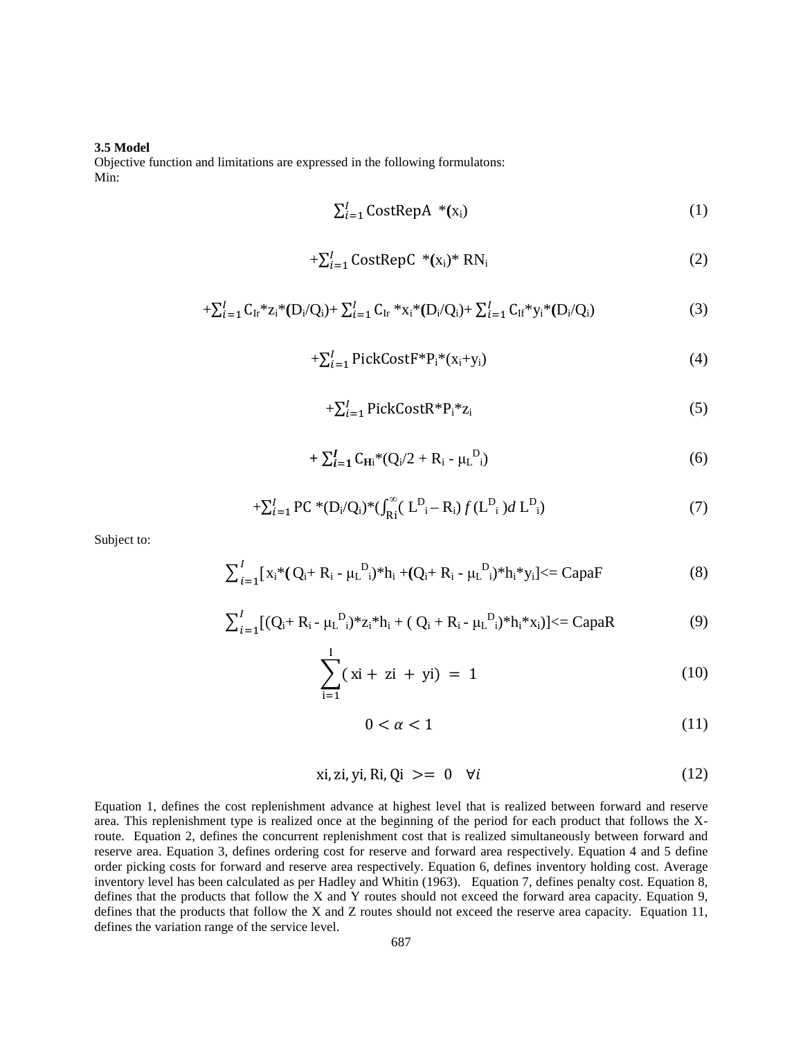**3.5 Model**

Objective function and limitations are expressed in the following formulatons:

Min:

$$\sum_{i=1}^{I} \text{CostRepA} *(x_i) \tag{1}$$

$$+\sum_{i=1}^{I} \text{CostRepC} *(x_i)* RN_i \tag{2}$$

$$+\sum_{i=1}^{I} C_{Ir}*z_i*(D_i/Q_i)+ \sum_{i=1}^{I} C_{Ir} *x_i*(D_i/Q_i)+ \sum_{i=1}^{I} C_{If}*y_i*(D_i/Q_i) \tag{3}$$

$$+\sum_{i=1}^{I} \text{PickCostF}*P_i*(x_i+y_i) \tag{4}$$

$$+\sum_{i=1}^{I} \text{PickCostR}*P_i*z_i \tag{5}$$

$$+ \sum_{i=1}^{I} C_{Hi}*(Q_i/2 + R_i - \mu_L{}^{D}{}_i) \tag{6}$$

$$+\sum_{i=1}^{I} PC *(D_i/Q_i)*(\int_{R_i}^{\infty}( L^{D}{}_i - R_i) f (L^{D}{}_i )d L^{D}{}_i) \tag{7}$$

Subject to:

$$\sum_{i=1}^{I}[ x_i*( Q_i+ R_i - \mu_L{}^{D}{}_i)*h_i +(Q_i+ R_i - \mu_L{}^{D}{}_i)*h_i*y_i]<= \text{CapaF} \tag{8}$$

$$\sum_{i=1}^{I}[(Q_i+ R_i - \mu_L{}^{D}{}_i)*z_i*h_i + ( Q_i + R_i - \mu_L{}^{D}{}_i)*h_i*x_i)]<= \text{CapaR} \tag{9}$$

$$\sum_{i=1}^{I}( xi + zi + yi) = 1 \tag{10}$$

$$0 < \alpha < 1 \tag{11}$$

$$xi, zi, yi, Ri, Qi >= 0 \quad \forall i \tag{12}$$

Equation 1, defines the cost replenishment advance at highest level that is realized between forward and reserve area. This replenishment type is realized once at the beginning of the period for each product that follows the X-route. Equation 2, defines the concurrent replenishment cost that is realized simultaneously between forward and reserve area. Equation 3, defines ordering cost for reserve and forward area respectively. Equation 4 and 5 define order picking costs for forward and reserve area respectively. Equation 6, defines inventory holding cost. Average inventory level has been calculated as per Hadley and Whitin (1963). Equation 7, defines penalty cost. Equation 8, defines that the products that follow the X and Y routes should not exceed the forward area capacity. Equation 9, defines that the products that follow the X and Z routes should not exceed the reserve area capacity. Equation 11, defines the variation range of the service level.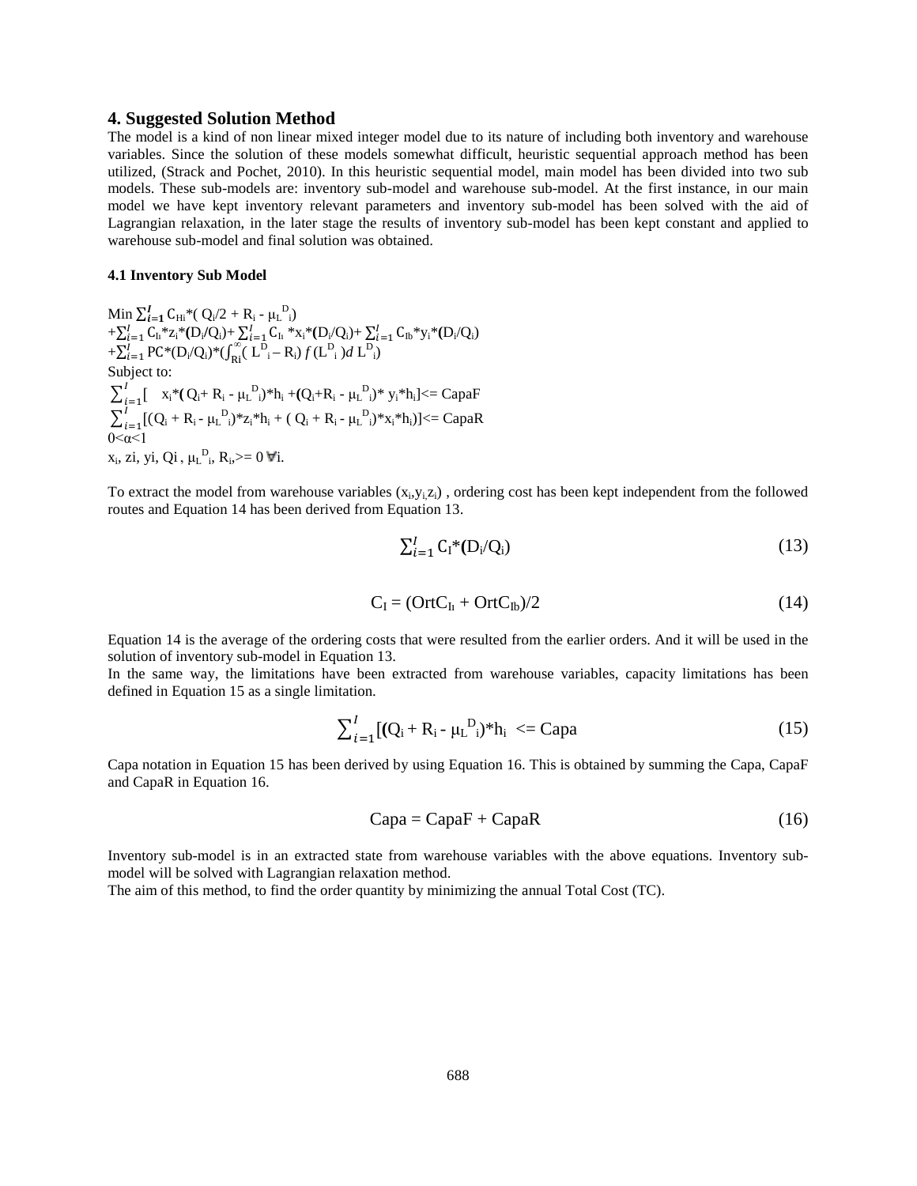## 4. Suggested Solution Method

The model is a kind of non linear mixed integer model due to its nature of including both inventory and warehouse variables. Since the solution of these models somewhat difficult, heuristic sequential approach method has been utilized, (Strack and Pochet, 2010). In this heuristic sequential model, main model has been divided into two sub models. These sub-models are: inventory sub-model and warehouse sub-model. At the first instance, in our main model we have kept inventory relevant parameters and inventory sub-model has been solved with the aid of Lagrangian relaxation, in the later stage the results of inventory sub-model has been kept constant and applied to warehouse sub-model and final solution was obtained.

### 4.1 Inventory Sub Model

$$
\begin{aligned}
\text{Min } & \sum_{i=1}^{I} C_{Hi}*(Q_i/2 + R_i - \mu_L{}^D{}_i) \\
& + \sum_{i=1}^{I} C_{Ii}*z_i*(D_i/Q_i) + \sum_{i=1}^{I} C_{Ii}*x_i*(D_i/Q_i) + \sum_{i=1}^{I} C_{Ib}*y_i*(D_i/Q_i) \\
& + \sum_{i=1}^{I} PC*(D_i/Q_i)*\left(\int_{Ri}^{\infty} (L^D{}_i - R_i)\, f(L^D{}_i)\, d\, L^D{}_i\right)
\end{aligned}
$$

Subject to:

$$\sum_{i=1}^{I}[\;x_i*(Q_i + R_i - \mu_L{}^D{}_i)*h_i + (Q_i + R_i - \mu_L{}^D{}_i)*y_i*h_i] <= \text{CapaF}$$

$$\sum_{i=1}^{I}[(Q_i + R_i - \mu_L{}^D{}_i)*z_i*h_i + (Q_i + R_i - \mu_L{}^D{}_i)*x_i*h_i)] <= \text{CapaR}$$

$$0<\alpha<1$$

$$x_i,\ zi,\ yi,\ Qi,\ \mu_L{}^D{}_i,\ R_i >= 0\ \forall i.$$

To extract the model from warehouse variables $(x_i, y_i, z_i)$, ordering cost has been kept independent from the followed routes and Equation 14 has been derived from Equation 13.

$$\sum_{i=1}^{I} C_I*(D_i/Q_i) \tag{13}$$

$$C_I = (\text{OrtC}_{Ii} + \text{OrtC}_{Ib})/2 \tag{14}$$

Equation 14 is the average of the ordering costs that were resulted from the earlier orders. And it will be used in the solution of inventory sub-model in Equation 13.

In the same way, the limitations have been extracted from warehouse variables, capacity limitations has been defined in Equation 15 as a single limitation.

$$\sum_{i=1}^{I}[(Q_i + R_i - \mu_L{}^D{}_i)*h_i <= \text{Capa} \tag{15}$$

Capa notation in Equation 15 has been derived by using Equation 16. This is obtained by summing the Capa, CapaF and CapaR in Equation 16.

$$\text{Capa} = \text{CapaF} + \text{CapaR} \tag{16}$$

Inventory sub-model is in an extracted state from warehouse variables with the above equations. Inventory sub-model will be solved with Lagrangian relaxation method.

The aim of this method, to find the order quantity by minimizing the annual Total Cost (TC).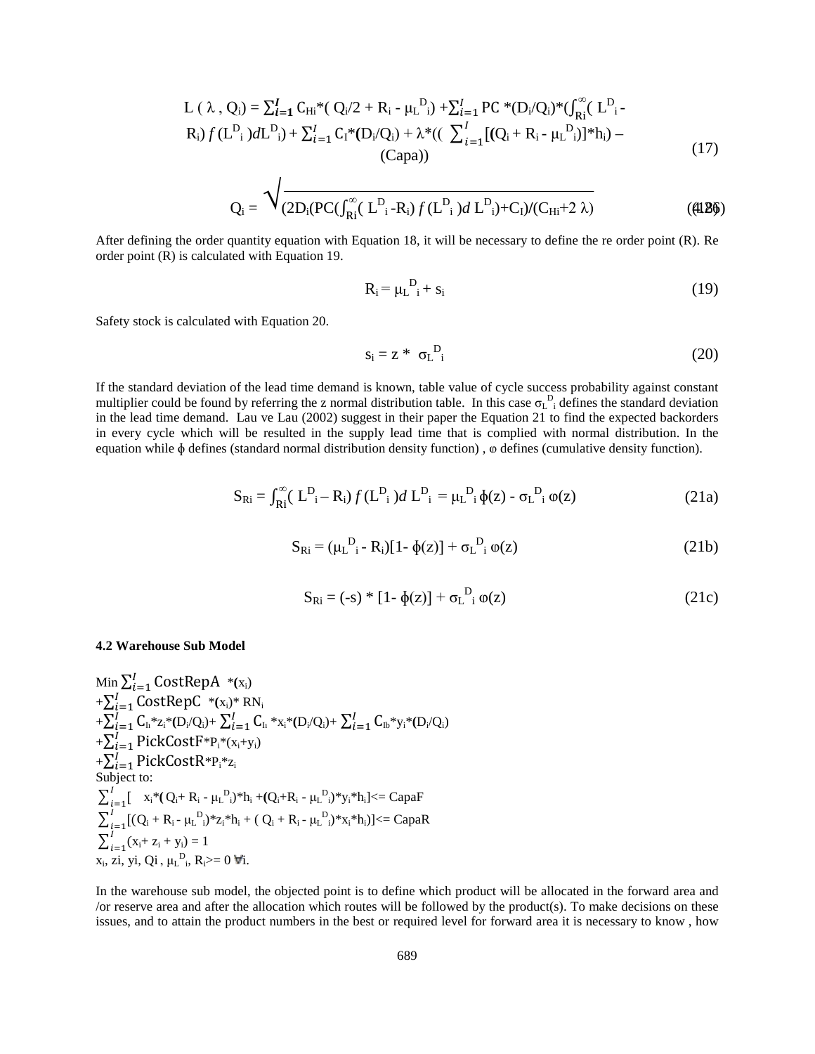$$L(\lambda, Q_i) = \sum_{i=1}^{I} C_{Hi}*(Q_i/2 + R_i - \mu_L{}^D{}_i) + \sum_{i=1}^{I} PC*(D_i/Q_i)*(\int_{Ri}^{\infty}(L^D{}_i - R_i) f(L^D{}_i) dL^D{}_i) + \sum_{i=1}^{I} C_I*(D_i/Q_i) + \lambda*((\sum_{i=1}^{I}[(Q_i + R_i - \mu_L{}^D{}_i)]*h_i) - (Capa)) \tag{17}$$

$$Q_i = \sqrt{(2D_i(PC(\int_{Ri}^{\infty}(L^D{}_i - R_i) f(L^D{}_i) dL^D{}_i) + C_I)/(C_{Hi} + 2\lambda)} \tag{18}$$

After defining the order quantity equation with Equation 18, it will be necessary to define the re order point (R). Re order point (R) is calculated with Equation 19.

$$R_i = \mu_L{}^D{}_i + s_i \tag{19}$$

Safety stock is calculated with Equation 20.

$$s_i = z * \sigma_L{}^D{}_i \tag{20}$$

If the standard deviation of the lead time demand is known, table value of cycle success probability against constant multiplier could be found by referring the z normal distribution table. In this case $\sigma_L{}^D{}_i$ defines the standard deviation in the lead time demand. Lau ve Lau (2002) suggest in their paper the Equation 21 to find the expected backorders in every cycle which will be resulted in the supply lead time that is complied with normal distribution. In the equation while $\phi$ defines (standard normal distribution density function) , $\varphi$ defines (cumulative density function).

$$S_{Ri} = \int_{Ri}^{\infty}(L^D{}_i - R_i) f(L^D{}_i) dL^D{}_i = \mu_L{}^D{}_i \phi(z) - \sigma_L{}^D{}_i \varphi(z) \tag{21a}$$

$$S_{Ri} = (\mu_L{}^D{}_i - R_i)[1 - \phi(z)] + \sigma_L{}^D{}_i \varphi(z) \tag{21b}$$

$$S_{Ri} = (-s) * [1 - \phi(z)] + \sigma_L{}^D{}_i \varphi(z) \tag{21c}$$

#### 4.2 Warehouse Sub Model

$$\text{Min} \sum_{i=1}^{I} \text{CostRepA} *(x_i) + \sum_{i=1}^{I} \text{CostRepC} *(x_i)* RN_i + \sum_{i=1}^{I} C_{Ii}*z_i*(D_i/Q_i) + \sum_{i=1}^{I} C_{Ii}*x_i*(D_i/Q_i) + \sum_{i=1}^{I} C_{Ib}*y_i*(D_i/Q_i) + \sum_{i=1}^{I} \text{PickCostF}*P_i*(x_i+y_i) + \sum_{i=1}^{I} \text{PickCostR}*P_i*z_i$$

Subject to:

$$\sum_{i=1}^{I}[x_i*(Q_i + R_i - \mu_L{}^D{}_i)*h_i + (Q_i + R_i - \mu_L{}^D{}_i)*y_i*h_i] <= \text{CapaF}$$

$$\sum_{i=1}^{I}[(Q_i + R_i - \mu_L{}^D{}_i)*z_i*h_i + (Q_i + R_i - \mu_L{}^D{}_i)*x_i*h_i)] <= \text{CapaR}$$

$$\sum_{i=1}^{I}(x_i + z_i + y_i) = 1$$

$$x_i, z_i, y_i, Q_i, \mu_L{}^D{}_i, R_i >= 0 \ \forall i.$$

In the warehouse sub model, the objected point is to define which product will be allocated in the forward area and /or reserve area and after the allocation which routes will be followed by the product(s). To make decisions on these issues, and to attain the product numbers in the best or required level for forward area it is necessary to know , how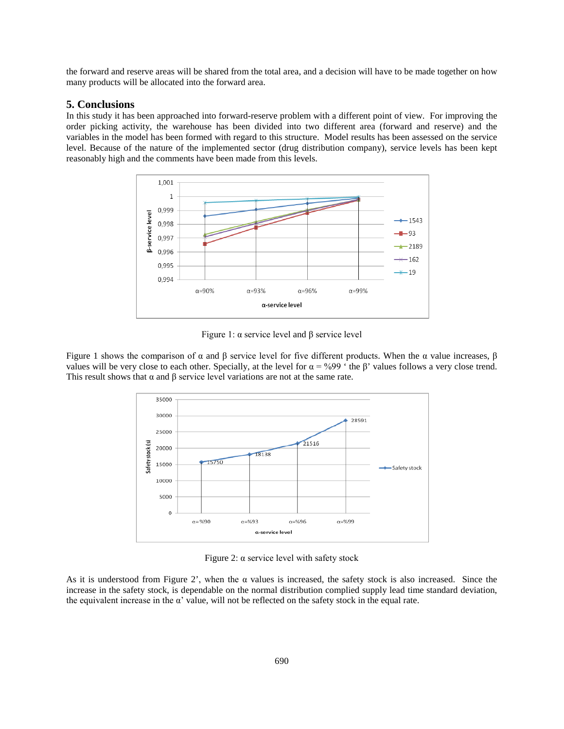the forward and reserve areas will be shared from the total area, and a decision will have to be made together on how many products will be allocated into the forward area.

## 5. Conclusions

In this study it has been approached into forward-reserve problem with a different point of view. For improving the order picking activity, the warehouse has been divided into two different area (forward and reserve) and the variables in the model has been formed with regard to this structure. Model results has been assessed on the service level. Because of the nature of the implemented sector (drug distribution company), service levels has been kept reasonably high and the comments have been made from this levels.

Figure 1: α service level and β service level

Figure 1 shows the comparison of α and β service level for five different products. When the α value increases, β values will be very close to each other. Specially, at the level for α = %99 ' the β' values follows a very close trend. This result shows that α and β service level variations are not at the same rate.

Figure 2: α service level with safety stock

As it is understood from Figure 2', when the α values is increased, the safety stock is also increased. Since the increase in the safety stock, is dependable on the normal distribution complied supply lead time standard deviation, the equivalent increase in the α' value, will not be reflected on the safety stock in the equal rate.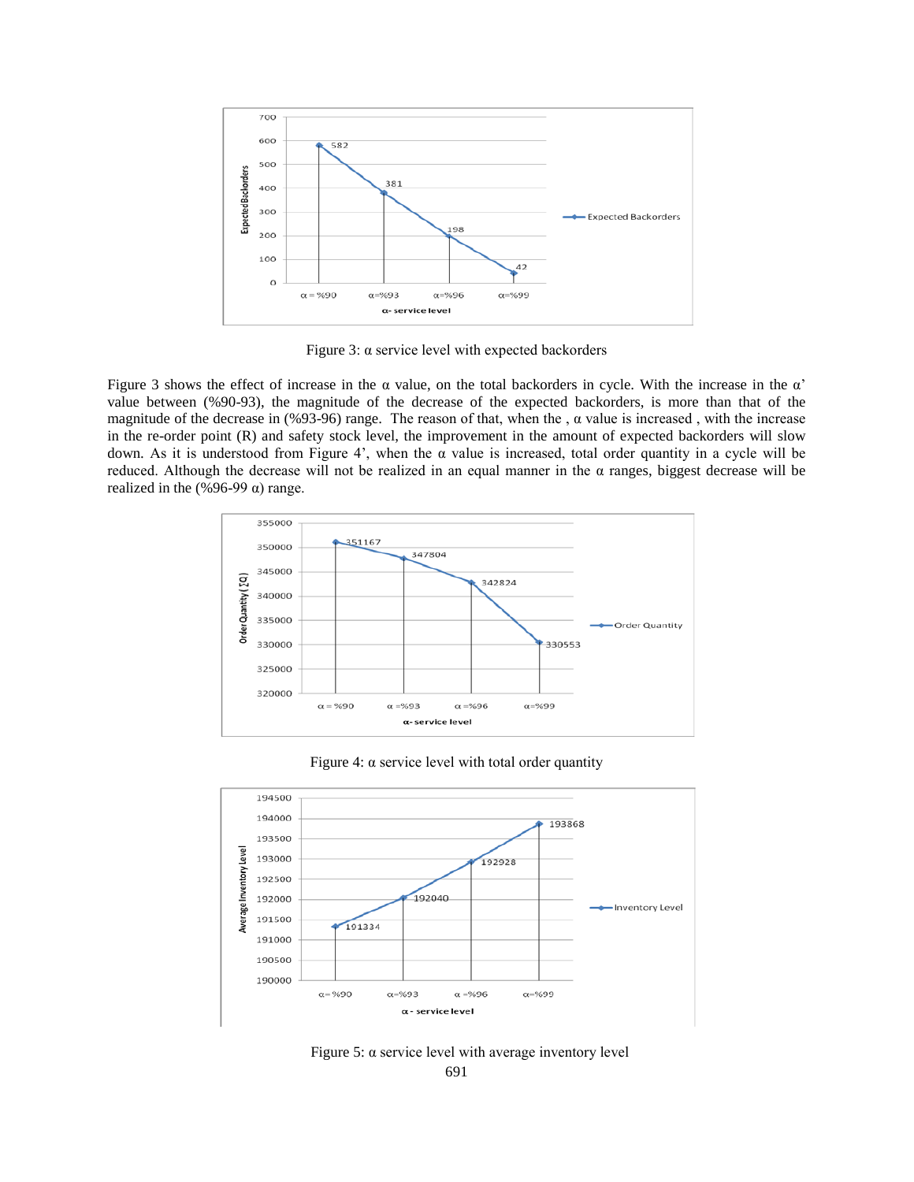Figure 3: α service level with expected backorders

Figure 3 shows the effect of increase in the α value, on the total backorders in cycle. With the increase in the α' value between (%90-93), the magnitude of the decrease of the expected backorders, is more than that of the magnitude of the decrease in (%93-96) range. The reason of that, when the , α value is increased , with the increase in the re-order point (R) and safety stock level, the improvement in the amount of expected backorders will slow down. As it is understood from Figure 4', when the α value is increased, total order quantity in a cycle will be reduced. Although the decrease will not be realized in an equal manner in the α ranges, biggest decrease will be realized in the (%96-99 α) range.

Figure 4: α service level with total order quantity

Figure 5: α service level with average inventory level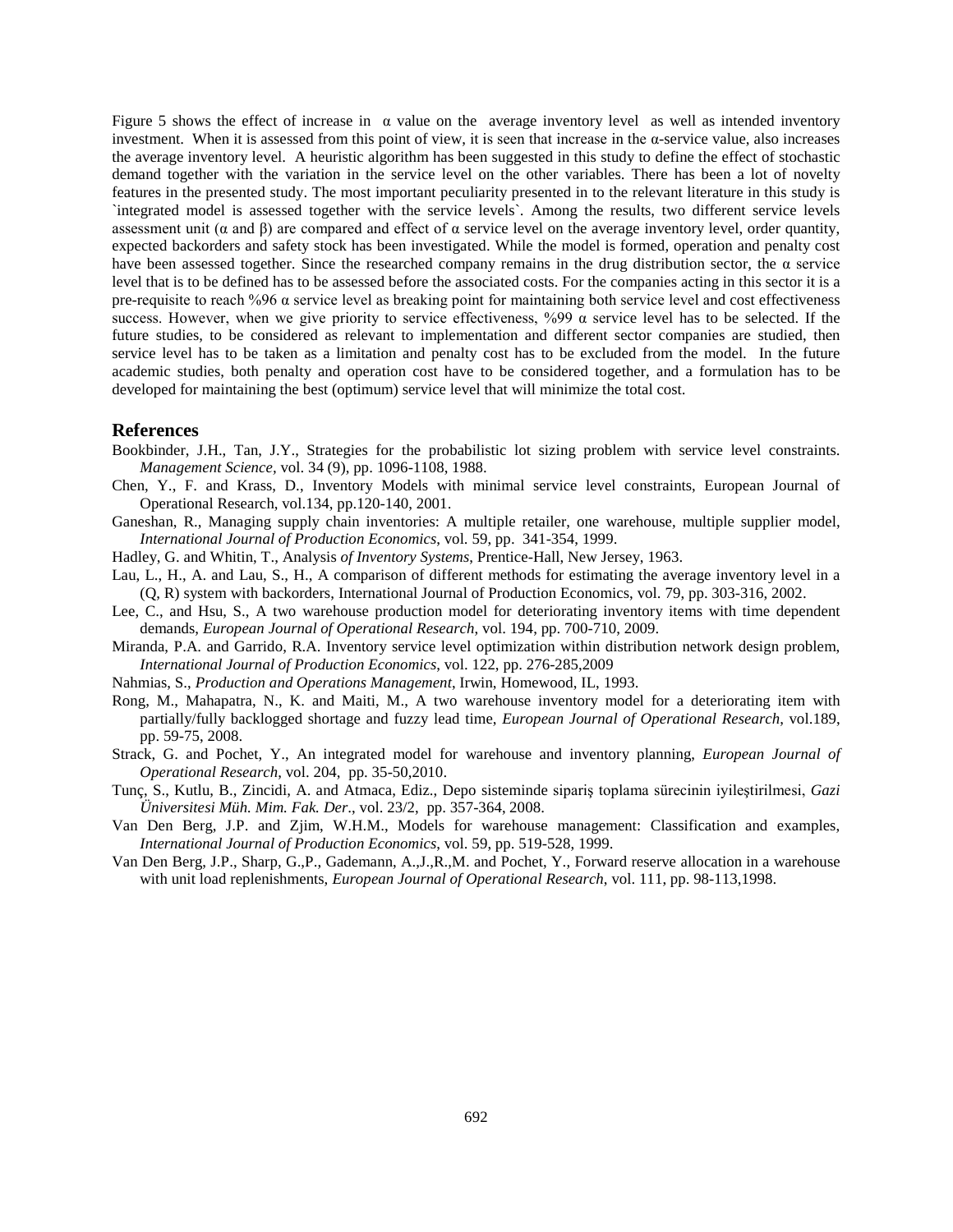Figure 5 shows the effect of increase in α value on the average inventory level as well as intended inventory investment. When it is assessed from this point of view, it is seen that increase in the α-service value, also increases the average inventory level. A heuristic algorithm has been suggested in this study to define the effect of stochastic demand together with the variation in the service level on the other variables. There has been a lot of novelty features in the presented study. The most important peculiarity presented in to the relevant literature in this study is `integrated model is assessed together with the service levels`. Among the results, two different service levels assessment unit (α and β) are compared and effect of α service level on the average inventory level, order quantity, expected backorders and safety stock has been investigated. While the model is formed, operation and penalty cost have been assessed together. Since the researched company remains in the drug distribution sector, the α service level that is to be defined has to be assessed before the associated costs. For the companies acting in this sector it is a pre-requisite to reach %96 α service level as breaking point for maintaining both service level and cost effectiveness success. However, when we give priority to service effectiveness, %99 α service level has to be selected. If the future studies, to be considered as relevant to implementation and different sector companies are studied, then service level has to be taken as a limitation and penalty cost has to be excluded from the model. In the future academic studies, both penalty and operation cost have to be considered together, and a formulation has to be developed for maintaining the best (optimum) service level that will minimize the total cost.

## References

Bookbinder, J.H., Tan, J.Y., Strategies for the probabilistic lot sizing problem with service level constraints. *Management Science*, vol. 34 (9), pp. 1096-1108, 1988.

Chen, Y., F. and Krass, D., Inventory Models with minimal service level constraints, European Journal of Operational Research, vol.134, pp.120-140, 2001.

Ganeshan, R., Managing supply chain inventories: A multiple retailer, one warehouse, multiple supplier model, *International Journal of Production Economics*, vol. 59, pp. 341-354, 1999.

Hadley, G. and Whitin, T., Analysis *of Inventory Systems*, Prentice-Hall, New Jersey, 1963.

Lau, L., H., A. and Lau, S., H., A comparison of different methods for estimating the average inventory level in a (Q, R) system with backorders, International Journal of Production Economics, vol. 79, pp. 303-316, 2002.

Lee, C., and Hsu, S., A two warehouse production model for deteriorating inventory items with time dependent demands, *European Journal of Operational Research*, vol. 194, pp. 700-710, 2009.

Miranda, P.A. and Garrido, R.A. Inventory service level optimization within distribution network design problem, *International Journal of Production Economics*, vol. 122, pp. 276-285,2009

Nahmias, S., *Production and Operations Management*, Irwin, Homewood, IL, 1993.

Rong, M., Mahapatra, N., K. and Maiti, M., A two warehouse inventory model for a deteriorating item with partially/fully backlogged shortage and fuzzy lead time, *European Journal of Operational Research*, vol.189, pp. 59-75, 2008.

Strack, G. and Pochet, Y., An integrated model for warehouse and inventory planning, *European Journal of Operational Research*, vol. 204, pp. 35-50,2010.

Tunç, S., Kutlu, B., Zincidi, A. and Atmaca, Ediz., Depo sisteminde sipariş toplama sürecinin iyileştirilmesi, *Gazi Üniversitesi Müh. Mim. Fak. Der*., vol. 23/2, pp. 357-364, 2008.

Van Den Berg, J.P. and Zjim, W.H.M., Models for warehouse management: Classification and examples, *International Journal of Production Economics*, vol. 59, pp. 519-528, 1999.

Van Den Berg, J.P., Sharp, G.,P., Gademann, A.,J.,R.,M. and Pochet, Y., Forward reserve allocation in a warehouse with unit load replenishments, *European Journal of Operational Research*, vol. 111, pp. 98-113,1998.